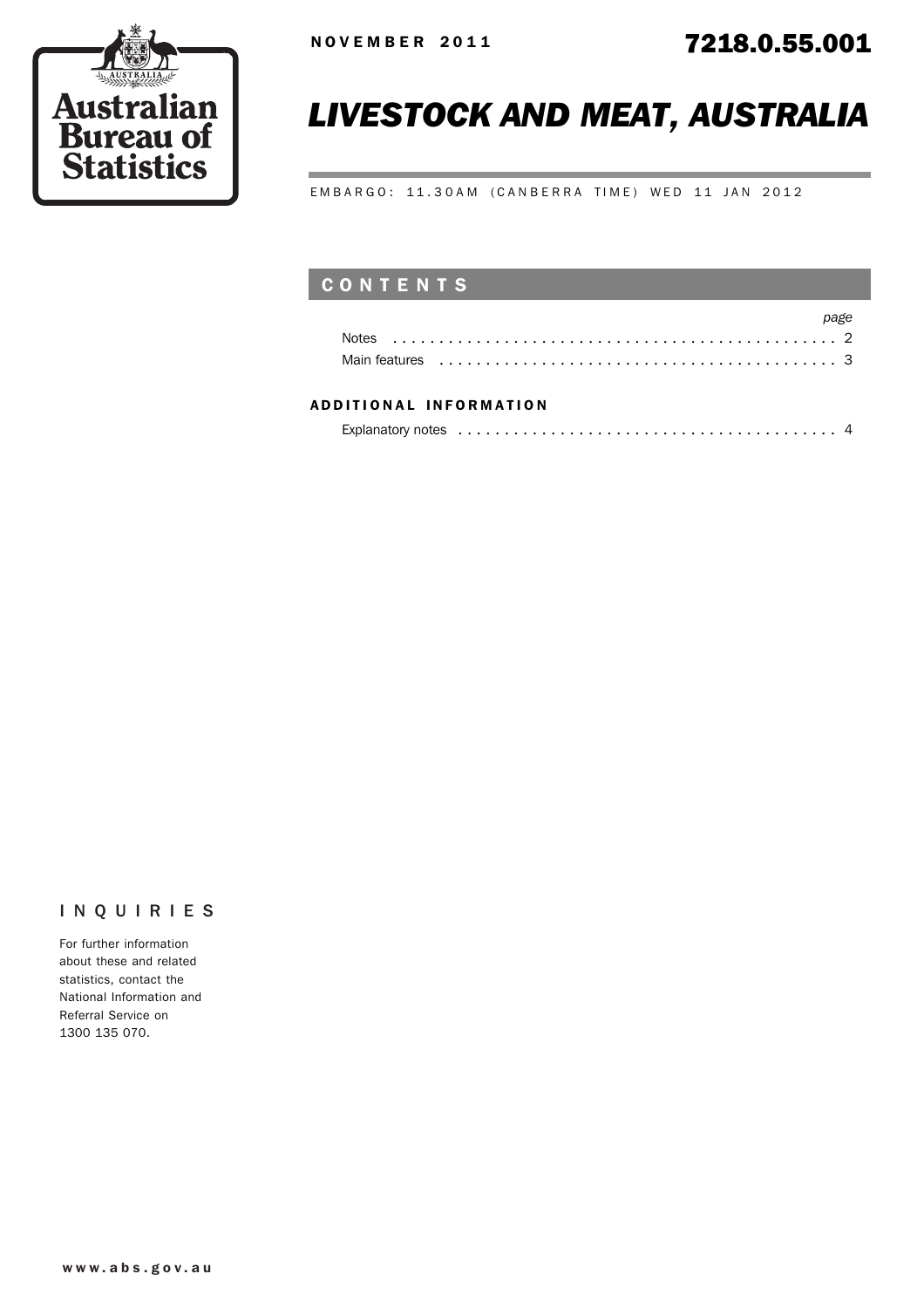Australian Bureau of Statistics

NOVEMBER 2011

7218.0.55.001

# LIVESTOCK AND MEAT, AUSTRALIA

EMBARGO: 11.30AM (CANBERRA TIME) WED 11 JAN 2012

## CONTENTS

| | page |
|---|---|
| Notes | 2 |
| Main features | 3 |

### ADDITIONAL INFORMATION

| | |
|---|---|
| Explanatory notes | 4 |

## INQUIRIES

For further information about these and related statistics, contact the National Information and Referral Service on 1300 135 070.

www.abs.gov.au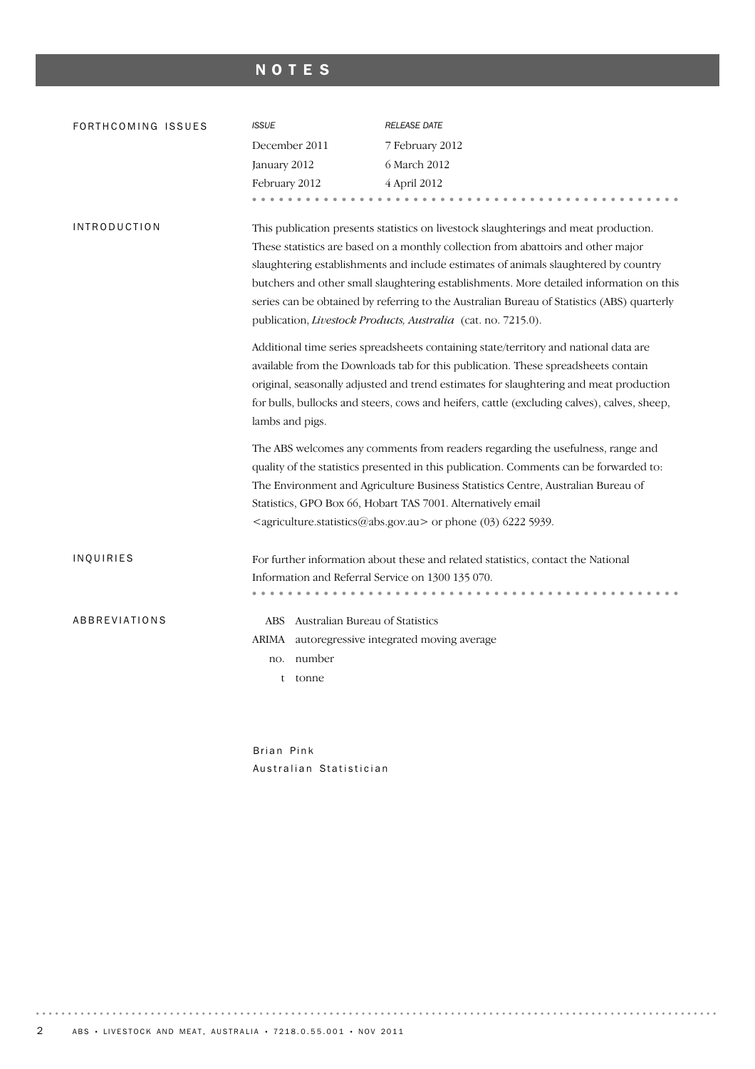# NOTES

## FORTHCOMING ISSUES

| *ISSUE* | *RELEASE DATE* |
|---|---|
| December 2011 | 7 February 2012 |
| January 2012 | 6 March 2012 |
| February 2012 | 4 April 2012 |

## INTRODUCTION

This publication presents statistics on livestock slaughterings and meat production. These statistics are based on a monthly collection from abattoirs and other major slaughtering establishments and include estimates of animals slaughtered by country butchers and other small slaughtering establishments. More detailed information on this series can be obtained by referring to the Australian Bureau of Statistics (ABS) quarterly publication, *Livestock Products, Australia* (cat. no. 7215.0).

Additional time series spreadsheets containing state/territory and national data are available from the Downloads tab for this publication. These spreadsheets contain original, seasonally adjusted and trend estimates for slaughtering and meat production for bulls, bullocks and steers, cows and heifers, cattle (excluding calves), calves, sheep, lambs and pigs.

The ABS welcomes any comments from readers regarding the usefulness, range and quality of the statistics presented in this publication. Comments can be forwarded to: The Environment and Agriculture Business Statistics Centre, Australian Bureau of Statistics, GPO Box 66, Hobart TAS 7001. Alternatively email <agriculture.statistics@abs.gov.au> or phone (03) 6222 5939.

## INQUIRIES

For further information about these and related statistics, contact the National Information and Referral Service on 1300 135 070.

## ABBREVIATIONS

- ABS Australian Bureau of Statistics
- ARIMA autoregressive integrated moving average
- no. number
- t tonne

Brian Pink
Australian Statistician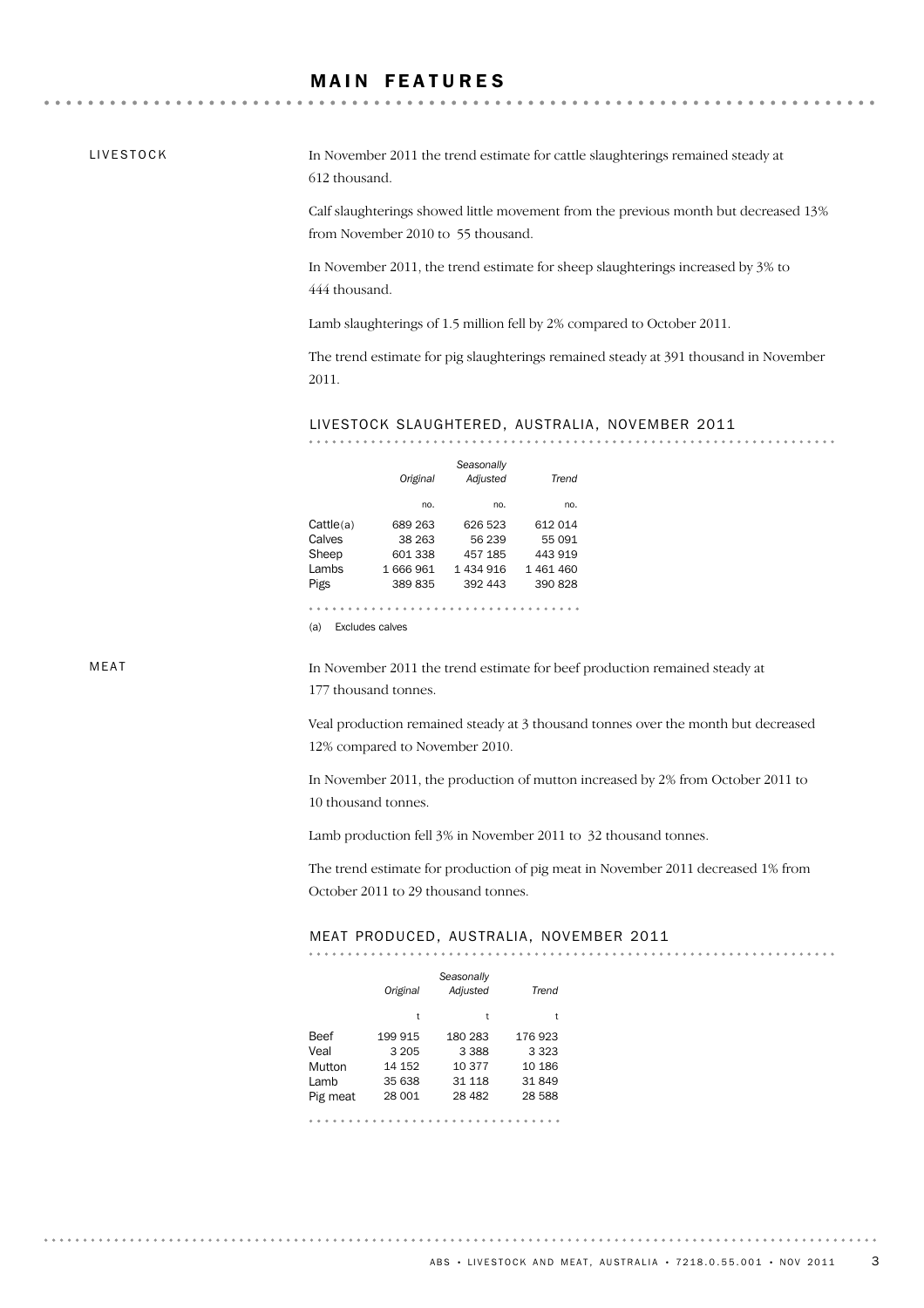# MAIN FEATURES

## LIVESTOCK

In November 2011 the trend estimate for cattle slaughterings remained steady at 612 thousand.

Calf slaughterings showed little movement from the previous month but decreased 13% from November 2010 to 55 thousand.

In November 2011, the trend estimate for sheep slaughterings increased by 3% to 444 thousand.

Lamb slaughterings of 1.5 million fell by 2% compared to October 2011.

The trend estimate for pig slaughterings remained steady at 391 thousand in November 2011.

### LIVESTOCK SLAUGHTERED, AUSTRALIA, NOVEMBER 2011

| | *Original* | *Seasonally Adjusted* | *Trend* |
|---|---|---|---|
| | no. | no. | no. |
| Cattle(a) | 689 263 | 626 523 | 612 014 |
| Calves | 38 263 | 56 239 | 55 091 |
| Sheep | 601 338 | 457 185 | 443 919 |
| Lambs | 1 666 961 | 1 434 916 | 1 461 460 |
| Pigs | 389 835 | 392 443 | 390 828 |

(a) Excludes calves

## MEAT

In November 2011 the trend estimate for beef production remained steady at 177 thousand tonnes.

Veal production remained steady at 3 thousand tonnes over the month but decreased 12% compared to November 2010.

In November 2011, the production of mutton increased by 2% from October 2011 to 10 thousand tonnes.

Lamb production fell 3% in November 2011 to 32 thousand tonnes.

The trend estimate for production of pig meat in November 2011 decreased 1% from October 2011 to 29 thousand tonnes.

### MEAT PRODUCED, AUSTRALIA, NOVEMBER 2011

| | *Original* | *Seasonally Adjusted* | *Trend* |
|---|---|---|---|
| | t | t | t |
| Beef | 199 915 | 180 283 | 176 923 |
| Veal | 3 205 | 3 388 | 3 323 |
| Mutton | 14 152 | 10 377 | 10 186 |
| Lamb | 35 638 | 31 118 | 31 849 |
| Pig meat | 28 001 | 28 482 | 28 588 |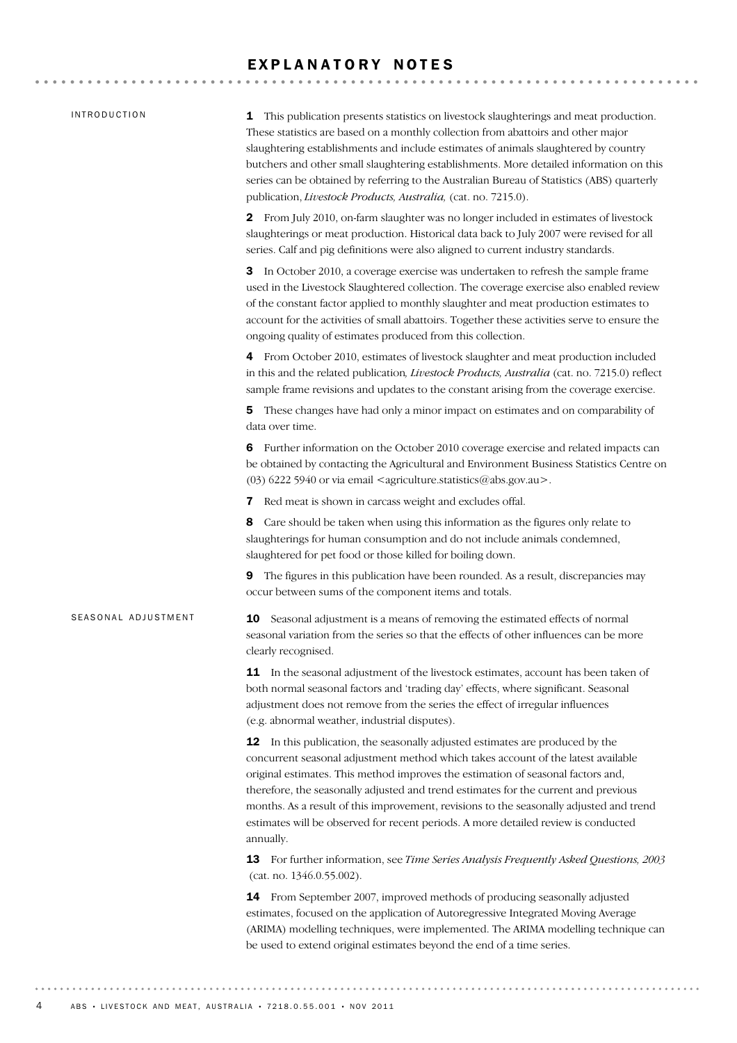# EXPLANATORY NOTES

## INTRODUCTION

**1** This publication presents statistics on livestock slaughterings and meat production. These statistics are based on a monthly collection from abattoirs and other major slaughtering establishments and include estimates of animals slaughtered by country butchers and other small slaughtering establishments. More detailed information on this series can be obtained by referring to the Australian Bureau of Statistics (ABS) quarterly publication, *Livestock Products, Australia,* (cat. no. 7215.0).

**2** From July 2010, on-farm slaughter was no longer included in estimates of livestock slaughterings or meat production. Historical data back to July 2007 were revised for all series. Calf and pig definitions were also aligned to current industry standards.

**3** In October 2010, a coverage exercise was undertaken to refresh the sample frame used in the Livestock Slaughtered collection. The coverage exercise also enabled review of the constant factor applied to monthly slaughter and meat production estimates to account for the activities of small abattoirs. Together these activities serve to ensure the ongoing quality of estimates produced from this collection.

**4** From October 2010, estimates of livestock slaughter and meat production included in this and the related publication*, Livestock Products, Australia* (cat. no. 7215.0) reflect sample frame revisions and updates to the constant arising from the coverage exercise.

**5** These changes have had only a minor impact on estimates and on comparability of data over time.

**6** Further information on the October 2010 coverage exercise and related impacts can be obtained by contacting the Agricultural and Environment Business Statistics Centre on (03) 6222 5940 or via email <agriculture.statistics@abs.gov.au>.

**7** Red meat is shown in carcass weight and excludes offal.

**8** Care should be taken when using this information as the figures only relate to slaughterings for human consumption and do not include animals condemned, slaughtered for pet food or those killed for boiling down.

**9** The figures in this publication have been rounded. As a result, discrepancies may occur between sums of the component items and totals.

## SEASONAL ADJUSTMENT

**10** Seasonal adjustment is a means of removing the estimated effects of normal seasonal variation from the series so that the effects of other influences can be more clearly recognised.

**11** In the seasonal adjustment of the livestock estimates, account has been taken of both normal seasonal factors and 'trading day' effects, where significant. Seasonal adjustment does not remove from the series the effect of irregular influences (e.g. abnormal weather, industrial disputes).

**12** In this publication, the seasonally adjusted estimates are produced by the concurrent seasonal adjustment method which takes account of the latest available original estimates. This method improves the estimation of seasonal factors and, therefore, the seasonally adjusted and trend estimates for the current and previous months. As a result of this improvement, revisions to the seasonally adjusted and trend estimates will be observed for recent periods. A more detailed review is conducted annually.

**13** For further information, see *Time Series Analysis Frequently Asked Questions, 2003* (cat. no. 1346.0.55.002).

**14** From September 2007, improved methods of producing seasonally adjusted estimates, focused on the application of Autoregressive Integrated Moving Average (ARIMA) modelling techniques, were implemented. The ARIMA modelling technique can be used to extend original estimates beyond the end of a time series.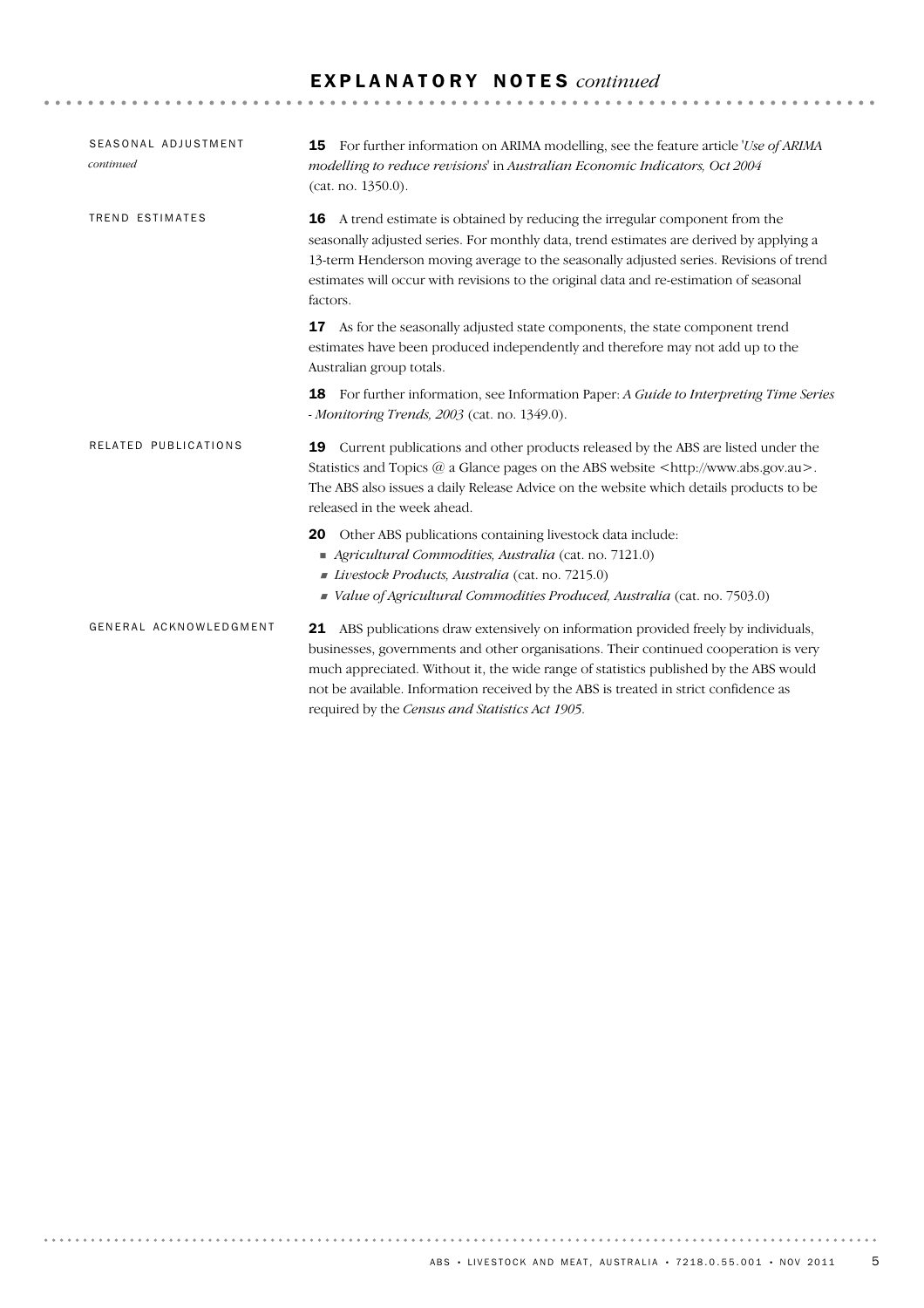# EXPLANATORY NOTES *continued*

## SEASONAL ADJUSTMENT *continued*

**15** For further information on ARIMA modelling, see the feature article '*Use of ARIMA modelling to reduce revisions*' in *Australian Economic Indicators, Oct 2004* (cat. no. 1350.0).

## TREND ESTIMATES

**16** A trend estimate is obtained by reducing the irregular component from the seasonally adjusted series. For monthly data, trend estimates are derived by applying a 13-term Henderson moving average to the seasonally adjusted series. Revisions of trend estimates will occur with revisions to the original data and re-estimation of seasonal factors.

**17** As for the seasonally adjusted state components, the state component trend estimates have been produced independently and therefore may not add up to the Australian group totals.

**18** For further information, see Information Paper: *A Guide to Interpreting Time Series - Monitoring Trends, 2003* (cat. no. 1349.0).

## RELATED PUBLICATIONS

**19** Current publications and other products released by the ABS are listed under the Statistics and Topics @ a Glance pages on the ABS website <http://www.abs.gov.au>. The ABS also issues a daily Release Advice on the website which details products to be released in the week ahead.

**20** Other ABS publications containing livestock data include:

- *Agricultural Commodities, Australia* (cat. no. 7121.0)
- *Livestock Products, Australia* (cat. no. 7215.0)
- *Value of Agricultural Commodities Produced, Australia* (cat. no. 7503.0)

## GENERAL ACKNOWLEDGMENT

**21** ABS publications draw extensively on information provided freely by individuals, businesses, governments and other organisations. Their continued cooperation is very much appreciated. Without it, the wide range of statistics published by the ABS would not be available. Information received by the ABS is treated in strict confidence as required by the *Census and Statistics Act 1905*.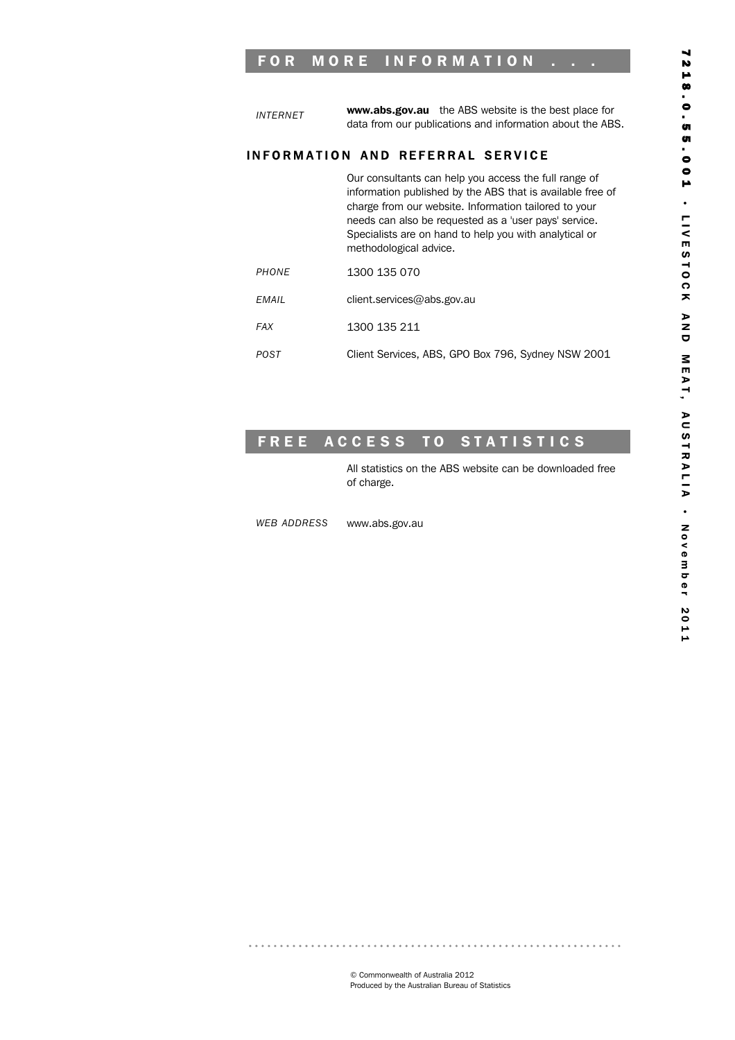## FOR MORE INFORMATION . . .

*INTERNET* **www.abs.gov.au** the ABS website is the best place for data from our publications and information about the ABS.

### INFORMATION AND REFERRAL SERVICE

Our consultants can help you access the full range of information published by the ABS that is available free of charge from our website. Information tailored to your needs can also be requested as a 'user pays' service. Specialists are on hand to help you with analytical or methodological advice.

*PHONE* 1300 135 070

*EMAIL* client.services@abs.gov.au

*FAX* 1300 135 211

*POST* Client Services, ABS, GPO Box 796, Sydney NSW 2001

## FREE ACCESS TO STATISTICS

All statistics on the ABS website can be downloaded free of charge.

*WEB ADDRESS* www.abs.gov.au

© Commonwealth of Australia 2012
Produced by the Australian Bureau of Statistics